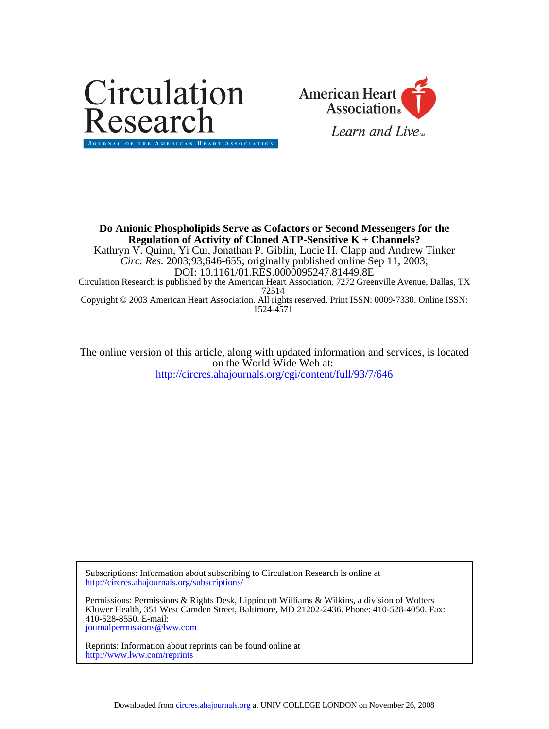# Do Anionic Phospholipids Serve as Cofactors or Second Messengers for the Regulation of Activity of Cloned ATP-Sensitive K + Channels?

Kathryn V. Quinn, Yi Cui, Jonathan P. Giblin, Lucie H. Clapp and Andrew Tinker

*Circ. Res.* 2003;93;646-655; originally published online Sep 11, 2003;

DOI: 10.1161/01.RES.0000095247.81449.8E

Circulation Research is published by the American Heart Association. 7272 Greenville Avenue, Dallas, TX 72514

Copyright © 2003 American Heart Association. All rights reserved. Print ISSN: 0009-7330. Online ISSN: 1524-4571

The online version of this article, along with updated information and services, is located on the World Wide Web at:

http://circres.ahajournals.org/cgi/content/full/93/7/646

Subscriptions: Information about subscribing to Circulation Research is online at
http://circres.ahajournals.org/subscriptions/

Permissions: Permissions & Rights Desk, Lippincott Williams & Wilkins, a division of Wolters Kluwer Health, 351 West Camden Street, Baltimore, MD 21202-2436. Phone: 410-528-4050. Fax: 410-528-8550. E-mail:
journalpermissions@lww.com

Reprints: Information about reprints can be found online at
http://www.lww.com/reprints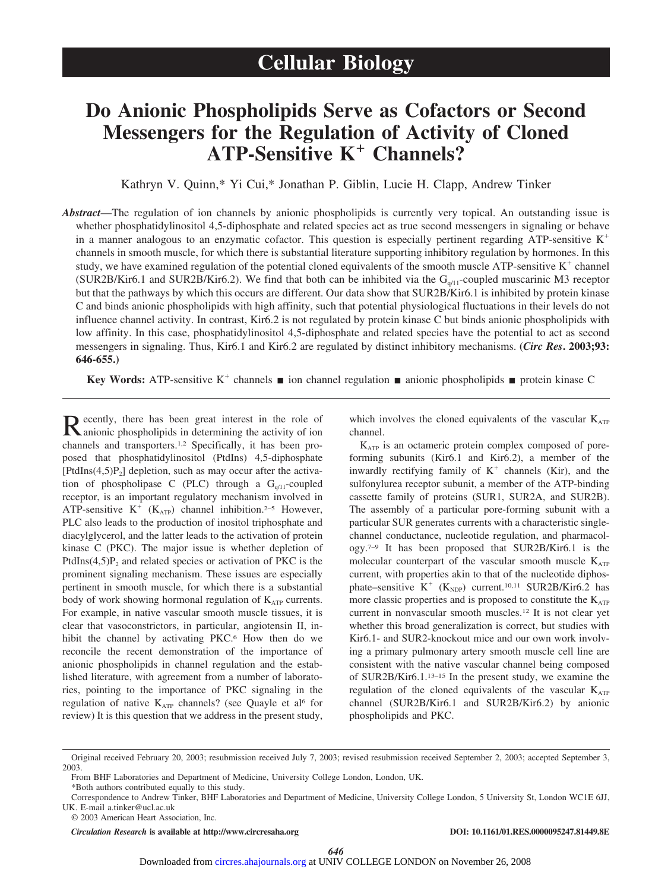# Cellular Biology

# Do Anionic Phospholipids Serve as Cofactors or Second Messengers for the Regulation of Activity of Cloned ATP-Sensitive $K^+$ Channels?

Kathryn V. Quinn,* Yi Cui,* Jonathan P. Giblin, Lucie H. Clapp, Andrew Tinker

***Abstract***—The regulation of ion channels by anionic phospholipids is currently very topical. An outstanding issue is whether phosphatidylinositol 4,5-diphosphate and related species act as true second messengers in signaling or behave in a manner analogous to an enzymatic cofactor. This question is especially pertinent regarding ATP-sensitive $K^+$ channels in smooth muscle, for which there is substantial literature supporting inhibitory regulation by hormones. In this study, we have examined regulation of the potential cloned equivalents of the smooth muscle ATP-sensitive $K^+$ channel (SUR2B/Kir6.1 and SUR2B/Kir6.2). We find that both can be inhibited via the $G_{q/11}$-coupled muscarinic M3 receptor but that the pathways by which this occurs are different. Our data show that SUR2B/Kir6.1 is inhibited by protein kinase C and binds anionic phospholipids with high affinity, such that potential physiological fluctuations in their levels do not influence channel activity. In contrast, Kir6.2 is not regulated by protein kinase C but binds anionic phospholipids with low affinity. In this case, phosphatidylinositol 4,5-diphosphate and related species have the potential to act as second messengers in signaling. Thus, Kir6.1 and Kir6.2 are regulated by distinct inhibitory mechanisms. **(*Circ Res*. 2003;93: 646-655.)**

**Key Words:** ATP-sensitive $K^+$ channels ■ ion channel regulation ■ anionic phospholipids ■ protein kinase C

Recently, there has been great interest in the role of anionic phospholipids in determining the activity of ion channels and transporters.[1,2] Specifically, it has been proposed that phosphatidylinositol (PtdIns) 4,5-diphosphate [PtdIns(4,5)$P_2$] depletion, such as may occur after the activation of phospholipase C (PLC) through a $G_{q/11}$-coupled receptor, is an important regulatory mechanism involved in ATP-sensitive $K^+$ ($K_{ATP}$) channel inhibition.[2–5] However, PLC also leads to the production of inositol triphosphate and diacylglycerol, and the latter leads to the activation of protein kinase C (PKC). The major issue is whether depletion of PtdIns(4,5)$P_2$ and related species or activation of PKC is the prominent signaling mechanism. These issues are especially pertinent in smooth muscle, for which there is a substantial body of work showing hormonal regulation of $K_{ATP}$ currents. For example, in native vascular smooth muscle tissues, it is clear that vasoconstrictors, in particular, angiotensin II, inhibit the channel by activating PKC.[6] How then do we reconcile the recent demonstration of the importance of anionic phospholipids in channel regulation and the established literature, with agreement from a number of laboratories, pointing to the importance of PKC signaling in the regulation of native $K_{ATP}$ channels? (see Quayle et al[6] for review) It is this question that we address in the present study, which involves the cloned equivalents of the vascular $K_{ATP}$ channel.

$K_{ATP}$ is an octameric protein complex composed of pore-forming subunits (Kir6.1 and Kir6.2), a member of the inwardly rectifying family of $K^+$ channels (Kir), and the sulfonylurea receptor subunit, a member of the ATP-binding cassette family of proteins (SUR1, SUR2A, and SUR2B). The assembly of a particular pore-forming subunit with a particular SUR generates currents with a characteristic single-channel conductance, nucleotide regulation, and pharmacology.[7–9] It has been proposed that SUR2B/Kir6.1 is the molecular counterpart of the vascular smooth muscle $K_{ATP}$ current, with properties akin to that of the nucleotide diphosphate–sensitive $K^+$ ($K_{NDP}$) current.[10,11] SUR2B/Kir6.2 has more classic properties and is proposed to constitute the $K_{ATP}$ current in nonvascular smooth muscles.[12] It is not clear yet whether this broad generalization is correct, but studies with Kir6.1- and SUR2-knockout mice and our own work involving a primary pulmonary artery smooth muscle cell line are consistent with the native vascular channel being composed of SUR2B/Kir6.1.[13–15] In the present study, we examine the regulation of the cloned equivalents of the vascular $K_{ATP}$ channel (SUR2B/Kir6.1 and SUR2B/Kir6.2) by anionic phospholipids and PKC.

Original received February 20, 2003; resubmission received July 7, 2003; revised resubmission received September 2, 2003; accepted September 3, 2003.

From BHF Laboratories and Department of Medicine, University College London, London, UK.

*Both authors contributed equally to this study.

Correspondence to Andrew Tinker, BHF Laboratories and Department of Medicine, University College London, 5 University St, London WC1E 6JJ, UK. E-mail a.tinker@ucl.ac.uk

© 2003 American Heart Association, Inc.

*Circulation Research* is available at http://www.circresaha.org DOI: 10.1161/01.RES.0000095247.81449.8E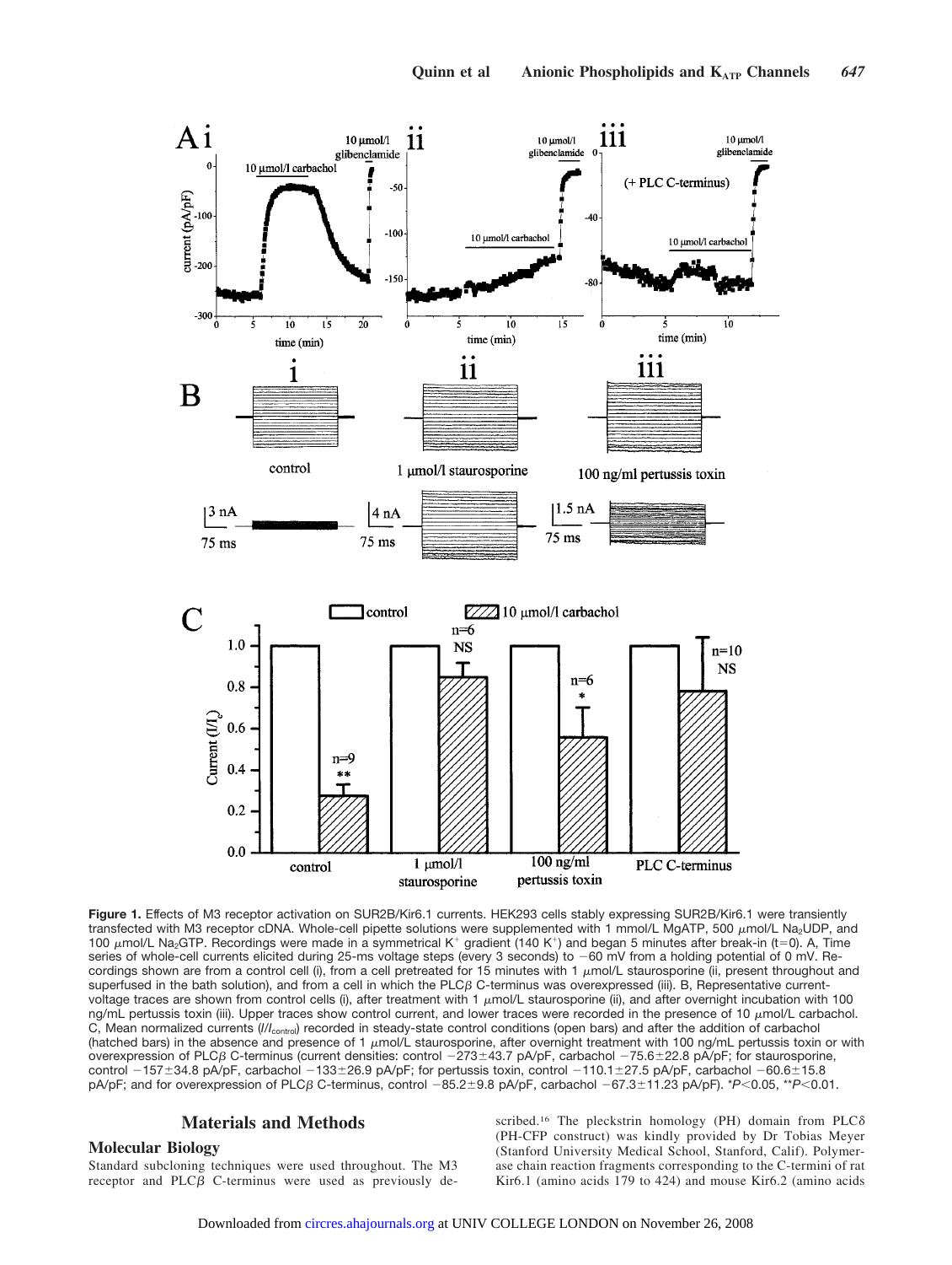**Figure 1.** Effects of M3 receptor activation on SUR2B/Kir6.1 currents. HEK293 cells stably expressing SUR2B/Kir6.1 were transiently transfected with M3 receptor cDNA. Whole-cell pipette solutions were supplemented with 1 mmol/L MgATP, 500 μmol/L $Na_2UDP$, and 100 μmol/L $Na_2GTP$. Recordings were made in a symmetrical $K^+$ gradient (140 $K^+$) and began 5 minutes after break-in (t=0). A, Time series of whole-cell currents elicited during 25-ms voltage steps (every 3 seconds) to −60 mV from a holding potential of 0 mV. Recordings shown are from a control cell (i), from a cell pretreated for 15 minutes with 1 μmol/L staurosporine (ii, present throughout and superfused in the bath solution), and from a cell in which the PLCβ C-terminus was overexpressed (iii). B, Representative current-voltage traces are shown from control cells (i), after treatment with 1 μmol/L staurosporine (ii), and after overnight incubation with 100 ng/mL pertussis toxin (iii). Upper traces show control current, and lower traces were recorded in the presence of 10 μmol/L carbachol. C, Mean normalized currents ($I/I_{control}$) recorded in steady-state control conditions (open bars) and after the addition of carbachol (hatched bars) in the absence and presence of 1 μmol/L staurosporine, after overnight treatment with 100 ng/mL pertussis toxin or with overexpression of PLCβ C-terminus (current densities: control −273±43.7 pA/pF, carbachol −75.6±22.8 pA/pF; for staurosporine, control −157±34.8 pA/pF, carbachol −133±26.9 pA/pF; for pertussis toxin, control −110.1±27.5 pA/pF, carbachol −60.6±15.8 pA/pF; and for overexpression of PLCβ C-terminus, control −85.2±9.8 pA/pF, carbachol −67.3±11.23 pA/pF). *$P<0.05$, **$P<0.01$.

## Materials and Methods

### Molecular Biology

Standard subcloning techniques were used throughout. The M3 receptor and PLCβ C-terminus were used as previously described.[16] The pleckstrin homology (PH) domain from PLCδ (PH-CFP construct) was kindly provided by Dr Tobias Meyer (Stanford University Medical School, Stanford, Calif). Polymerase chain reaction fragments corresponding to the C-termini of rat Kir6.1 (amino acids 179 to 424) and mouse Kir6.2 (amino acids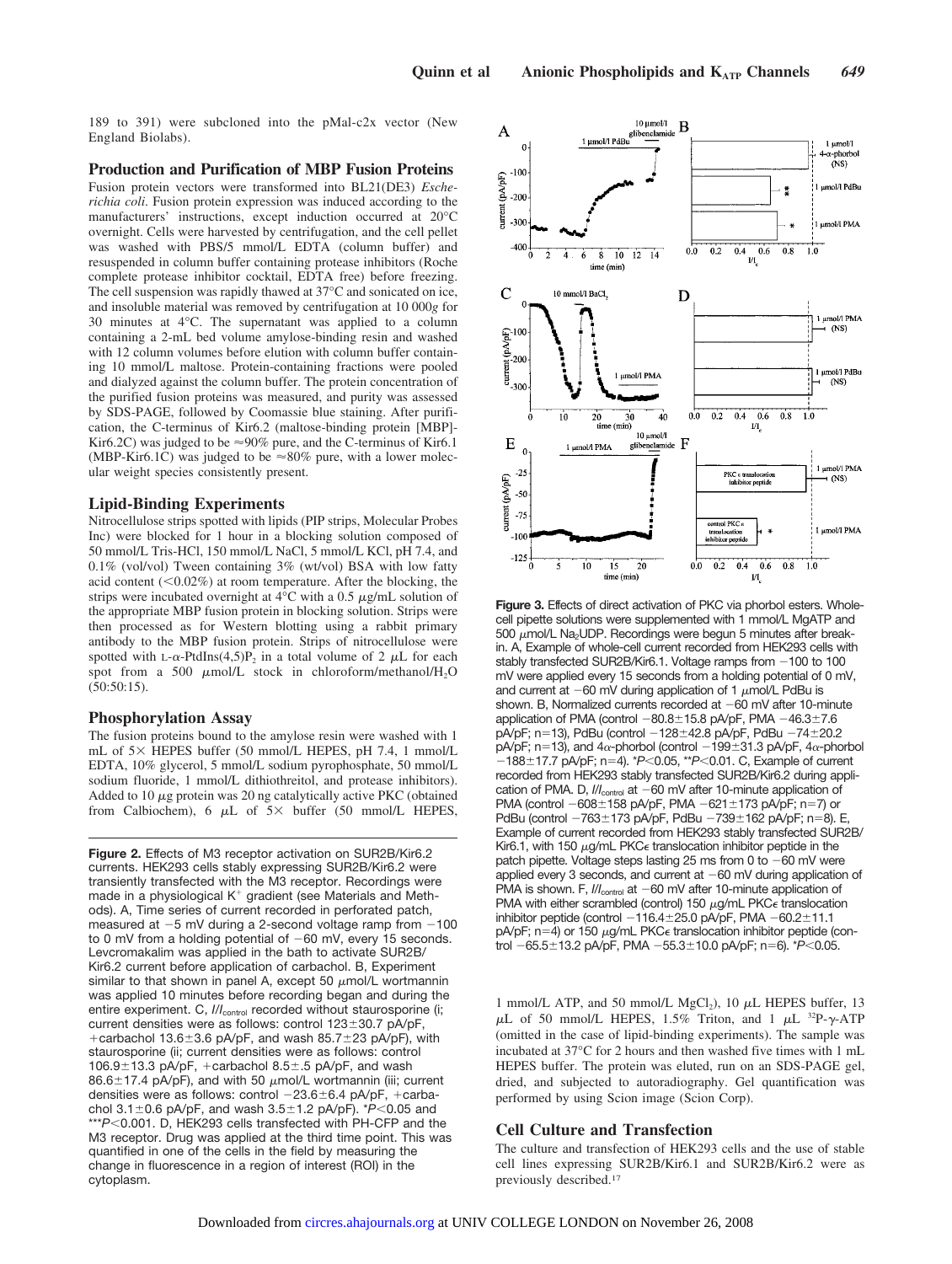189 to 391) were subcloned into the pMal-c2x vector (New England Biolabs).

### Production and Purification of MBP Fusion Proteins

Fusion protein vectors were transformed into BL21(DE3) *Escherichia coli*. Fusion protein expression was induced according to the manufacturers' instructions, except induction occurred at 20°C overnight. Cells were harvested by centrifugation, and the cell pellet was washed with PBS/5 mmol/L EDTA (column buffer) and resuspended in column buffer containing protease inhibitors (Roche complete protease inhibitor cocktail, EDTA free) before freezing. The cell suspension was rapidly thawed at 37°C and sonicated on ice, and insoluble material was removed by centrifugation at 10 000*g* for 30 minutes at 4°C. The supernatant was applied to a column containing a 2-mL bed volume amylose-binding resin and washed with 12 column volumes before elution with column buffer containing 10 mmol/L maltose. Protein-containing fractions were pooled and dialyzed against the column buffer. The protein concentration of the purified fusion proteins was measured, and purity was assessed by SDS-PAGE, followed by Coomassie blue staining. After purification, the C-terminus of Kir6.2 (maltose-binding protein [MBP]-Kir6.2C) was judged to be ≈90% pure, and the C-terminus of Kir6.1 (MBP-Kir6.1C) was judged to be ≈80% pure, with a lower molecular weight species consistently present.

### Lipid-Binding Experiments

Nitrocellulose strips spotted with lipids (PIP strips, Molecular Probes Inc) were blocked for 1 hour in a blocking solution composed of 50 mmol/L Tris-HCl, 150 mmol/L NaCl, 5 mmol/L KCl, pH 7.4, and 0.1% (vol/vol) Tween containing 3% (wt/vol) BSA with low fatty acid content (<0.02%) at room temperature. After the blocking, the strips were incubated overnight at 4°C with a 0.5 μg/mL solution of the appropriate MBP fusion protein in blocking solution. Strips were then processed as for Western blotting using a rabbit primary antibody to the MBP fusion protein. Strips of nitrocellulose were spotted with L-α-PtdIns(4,5)$P_2$ in a total volume of 2 μL for each spot from a 500 μmol/L stock in chloroform/methanol/$H_2O$ (50:50:15).

### Phosphorylation Assay

The fusion proteins bound to the amylose resin were washed with 1 mL of 5× HEPES buffer (50 mmol/L HEPES, pH 7.4, 1 mmol/L EDTA, 10% glycerol, 5 mmol/L sodium pyrophosphate, 50 mmol/L sodium fluoride, 1 mmol/L dithiothreitol, and protease inhibitors). Added to 10 μg protein was 20 ng catalytically active PKC (obtained from Calbiochem), 6 μL of 5× buffer (50 mmol/L HEPES, 1 mmol/L ATP, and 50 mmol/L $MgCl_2$), 10 μL HEPES buffer, 13 μL of 50 mmol/L HEPES, 1.5% Triton, and 1 μL $^{32}$P-γ-ATP (omitted in the case of lipid-binding experiments). The sample was incubated at 37°C for 2 hours and then washed five times with 1 mL HEPES buffer. The protein was eluted, run on an SDS-PAGE gel, dried, and subjected to autoradiography. Gel quantification was performed by using Scion image (Scion Corp).

### Cell Culture and Transfection

The culture and transfection of HEK293 cells and the use of stable cell lines expressing SUR2B/Kir6.1 and SUR2B/Kir6.2 were as previously described.[17]

**Figure 2.** Effects of M3 receptor activation on SUR2B/Kir6.2 currents. HEK293 cells stably expressing SUR2B/Kir6.2 were transiently transfected with the M3 receptor. Recordings were made in a physiological $K^+$ gradient (see Materials and Methods). A, Time series of current recorded in perforated patch, measured at −5 mV during a 2-second voltage ramp from −100 to 0 mV from a holding potential of −60 mV, every 15 seconds. Levcromakalim was applied in the bath to activate SUR2B/Kir6.2 current before application of carbachol. B, Experiment similar to that shown in panel A, except 50 μmol/L wortmannin was applied 10 minutes before recording began and during the entire experiment. C, $I/I_{control}$ recorded without staurosporine (i; current densities were as follows: control 123±30.7 pA/pF, +carbachol 13.6±3.6 pA/pF, and wash 85.7±23 pA/pF), with staurosporine (ii; current densities were as follows: control 106.9±13.3 pA/pF, +carbachol 8.5±.5 pA/pF, and wash 86.6±17.4 pA/pF), and with 50 μmol/L wortmannin (iii; current densities were as follows: control −23.6±6.4 pA/pF, +carbachol 3.1±0.6 pA/pF, and wash 3.5±1.2 pA/pF). *$P$<0.05 and ***$P$<0.001. D, HEK293 cells transfected with PH-CFP and the M3 receptor. Drug was applied at the third time point. This was quantified in one of the cells in the field by measuring the change in fluorescence in a region of interest (ROI) in the cytoplasm.

**Figure 3.** Effects of direct activation of PKC via phorbol esters. Whole-cell pipette solutions were supplemented with 1 mmol/L MgATP and 500 μmol/L $Na_2$UDP. Recordings were begun 5 minutes after break-in. A, Example of whole-cell current recorded from HEK293 cells with stably transfected SUR2B/Kir6.1. Voltage ramps from −100 to 100 mV were applied every 15 seconds from a holding potential of 0 mV, and current at −60 mV during application of 1 μmol/L PdBu is shown. B, Normalized currents recorded at −60 mV after 10-minute application of PMA (control −80.8±15.8 pA/pF, PMA −46.3±7.6 pA/pF; n=13), PdBu (control −128±42.8 pA/pF, PdBu −74±20.2 pA/pF; n=13), and 4α-phorbol (control −199±31.3 pA/pF, 4α-phorbol −188±17.7 pA/pF; n=4). *$P$<0.05, **$P$<0.01. C, Example of current recorded from HEK293 stably transfected SUR2B/Kir6.2 during application of PMA. D, $I/I_{control}$ at −60 mV after 10-minute application of PMA (control −608±158 pA/pF, PMA −621±173 pA/pF; n=7) or PdBu (control −763±173 pA/pF, PdBu −739±162 pA/pF; n=8). E, Example of current recorded from HEK293 stably transfected SUR2B/Kir6.1, with 150 μg/mL PKCε translocation inhibitor peptide in the patch pipette. Voltage steps lasting 25 ms from 0 to −60 mV were applied every 3 seconds, and current at −60 mV during application of PMA is shown. F, $I/I_{control}$ at −60 mV after 10-minute application of PMA with either scrambled (control) 150 μg/mL PKCε translocation inhibitor peptide (control −116.4±25.0 pA/pF, PMA −60.2±11.1 pA/pF; n=4) or 150 μg/mL PKCε translocation inhibitor peptide (control −65.5±13.2 pA/pF, PMA −55.3±10.0 pA/pF; n=6). *$P$<0.05.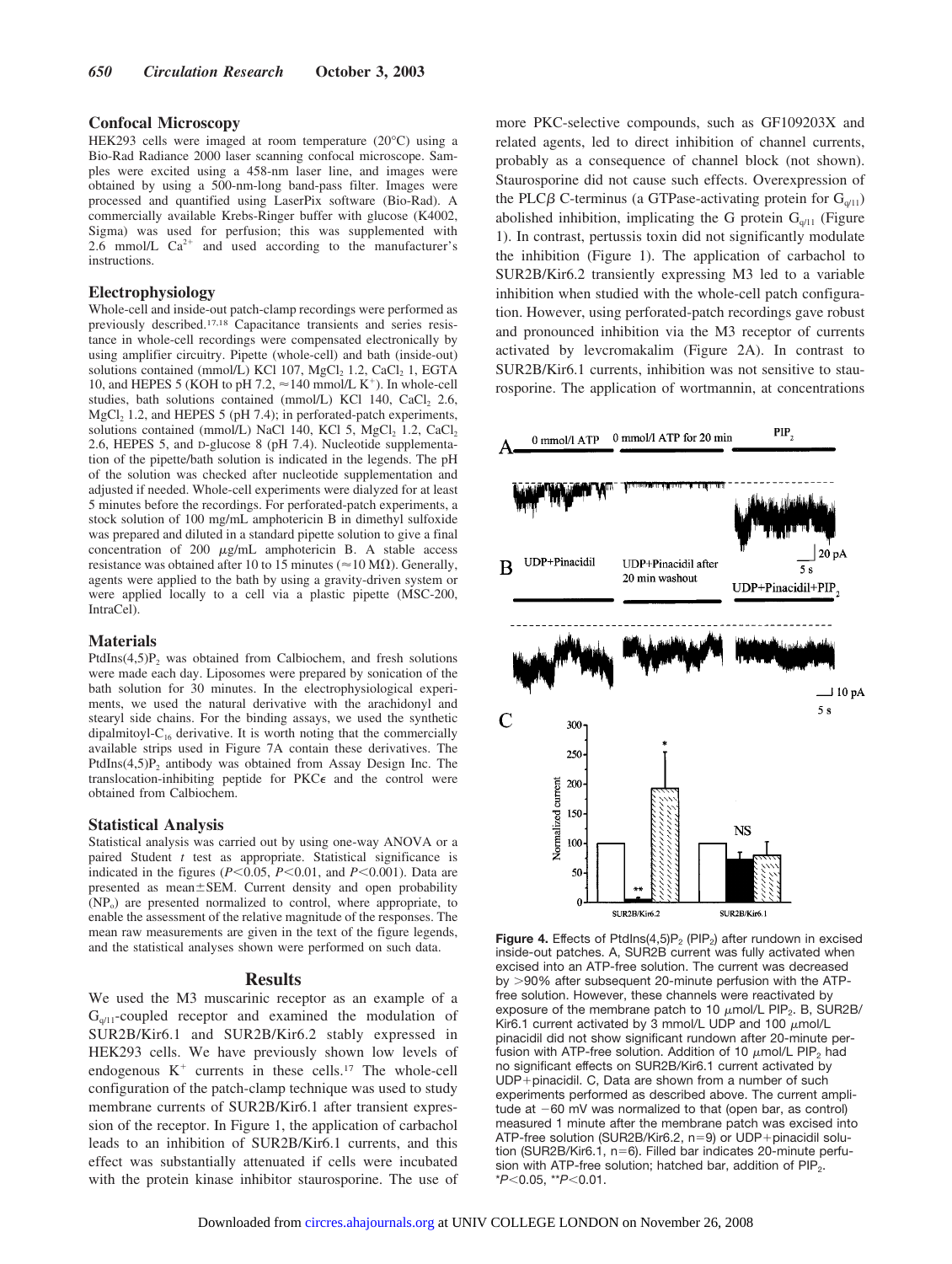## Confocal Microscopy

HEK293 cells were imaged at room temperature (20°C) using a Bio-Rad Radiance 2000 laser scanning confocal microscope. Samples were excited using a 458-nm laser line, and images were obtained by using a 500-nm-long band-pass filter. Images were processed and quantified using LaserPix software (Bio-Rad). A commercially available Krebs-Ringer buffer with glucose (K4002, Sigma) was used for perfusion; this was supplemented with 2.6 mmol/L $Ca^{2+}$ and used according to the manufacturer's instructions.

## Electrophysiology

Whole-cell and inside-out patch-clamp recordings were performed as previously described.[17,18] Capacitance transients and series resistance in whole-cell recordings were compensated electronically by using amplifier circuitry. Pipette (whole-cell) and bath (inside-out) solutions contained (mmol/L) KCl 107, $MgCl_2$ 1.2, $CaCl_2$ 1, EGTA 10, and HEPES 5 (KOH to pH 7.2, ≈140 mmol/L $K^+$). In whole-cell studies, bath solutions contained (mmol/L) KCl 140, $CaCl_2$ 2.6, $MgCl_2$ 1.2, and HEPES 5 (pH 7.4); in perforated-patch experiments, solutions contained (mmol/L) NaCl 140, KCl 5, $MgCl_2$ 1.2, $CaCl_2$ 2.6, HEPES 5, and D-glucose 8 (pH 7.4). Nucleotide supplementation of the pipette/bath solution is indicated in the legends. The pH of the solution was checked after nucleotide supplementation and adjusted if needed. Whole-cell experiments were dialyzed for at least 5 minutes before the recordings. For perforated-patch experiments, a stock solution of 100 mg/mL amphotericin B in dimethyl sulfoxide was prepared and diluted in a standard pipette solution to give a final concentration of 200 μg/mL amphotericin B. A stable access resistance was obtained after 10 to 15 minutes (≈10 MΩ). Generally, agents were applied to the bath by using a gravity-driven system or were applied locally to a cell via a plastic pipette (MSC-200, IntraCel).

## Materials

PtdIns(4,5)$P_2$ was obtained from Calbiochem, and fresh solutions were made each day. Liposomes were prepared by sonication of the bath solution for 30 minutes. In the electrophysiological experiments, we used the natural derivative with the arachidonyl and stearyl side chains. For the binding assays, we used the synthetic dipalmitoyl-$C_{16}$ derivative. It is worth noting that the commercially available strips used in Figure 7A contain these derivatives. The PtdIns(4,5)$P_2$ antibody was obtained from Assay Design Inc. The translocation-inhibiting peptide for PKCε and the control were obtained from Calbiochem.

## Statistical Analysis

Statistical analysis was carried out by using one-way ANOVA or a paired Student *t* test as appropriate. Statistical significance is indicated in the figures ($P<0.05$, $P<0.01$, and $P<0.001$). Data are presented as mean±SEM. Current density and open probability ($NP_o$) are presented normalized to control, where appropriate, to enable the assessment of the relative magnitude of the responses. The mean raw measurements are given in the text of the figure legends, and the statistical analyses shown were performed on such data.

## Results

We used the M3 muscarinic receptor as an example of a $G_{q/11}$-coupled receptor and examined the modulation of SUR2B/Kir6.1 and SUR2B/Kir6.2 stably expressed in HEK293 cells. We have previously shown low levels of endogenous $K^+$ currents in these cells.[17] The whole-cell configuration of the patch-clamp technique was used to study membrane currents of SUR2B/Kir6.1 after transient expression of the receptor. In Figure 1, the application of carbachol leads to an inhibition of SUR2B/Kir6.1 currents, and this effect was substantially attenuated if cells were incubated with the protein kinase inhibitor staurosporine. The use of more PKC-selective compounds, such as GF109203X and related agents, led to direct inhibition of channel currents, probably as a consequence of channel block (not shown). Staurosporine did not cause such effects. Overexpression of the PLCβ C-terminus (a GTPase-activating protein for $G_{q/11}$) abolished inhibition, implicating the G protein $G_{q/11}$ (Figure 1). In contrast, pertussis toxin did not significantly modulate the inhibition (Figure 1). The application of carbachol to SUR2B/Kir6.2 transiently expressing M3 led to a variable inhibition when studied with the whole-cell patch configuration. However, using perforated-patch recordings gave robust and pronounced inhibition via the M3 receptor of currents activated by levcromakalim (Figure 2A). In contrast to SUR2B/Kir6.1 currents, inhibition was not sensitive to staurosporine. The application of wortmannin, at concentrations

**Figure 4.** Effects of PtdIns(4,5)$P_2$ ($PIP_2$) after rundown in excised inside-out patches. A, SUR2B current was fully activated when excised into an ATP-free solution. The current was decreased by >90% after subsequent 20-minute perfusion with the ATP-free solution. However, these channels were reactivated by exposure of the membrane patch to 10 μmol/L $PIP_2$. B, SUR2B/Kir6.1 current activated by 3 mmol/L UDP and 100 μmol/L pinacidil did not show significant rundown after 20-minute perfusion with ATP-free solution. Addition of 10 μmol/L $PIP_2$ had no significant effects on SUR2B/Kir6.1 current activated by UDP+pinacidil. C, Data are shown from a number of such experiments performed as described above. The current amplitude at −60 mV was normalized to that (open bar, as control) measured 1 minute after the membrane patch was excised into ATP-free solution (SUR2B/Kir6.2, n=9) or UDP+pinacidil solution (SUR2B/Kir6.1, n=6). Filled bar indicates 20-minute perfusion with ATP-free solution; hatched bar, addition of $PIP_2$. *$P<0.05$, **$P<0.01$.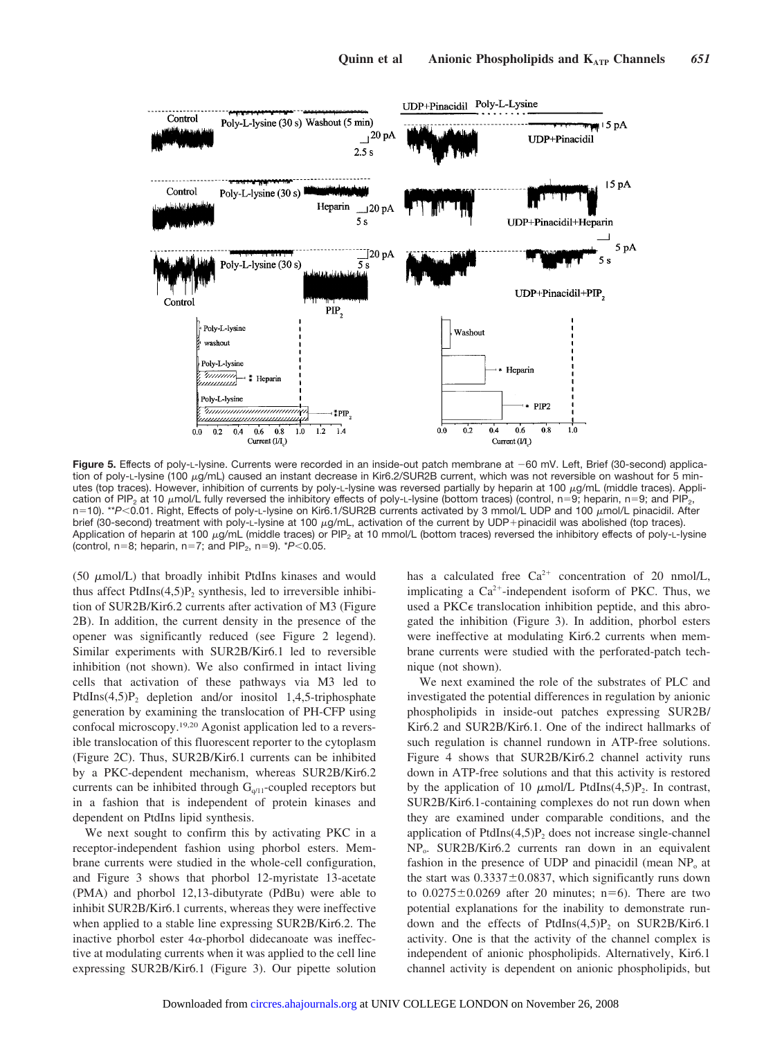**Figure 5.** Effects of poly-L-lysine. Currents were recorded in an inside-out patch membrane at −60 mV. Left, Brief (30-second) application of poly-L-lysine (100 $\mu$g/mL) caused an instant decrease in Kir6.2/SUR2B current, which was not reversible on washout for 5 minutes (top traces). However, inhibition of currents by poly-L-lysine was reversed partially by heparin at 100 $\mu$g/mL (middle traces). Application of $PIP_2$ at 10 $\mu$mol/L fully reversed the inhibitory effects of poly-L-lysine (bottom traces) (control, n=9; heparin, n=9; and $PIP_2$, n=10). **$P<0.01$. Right, Effects of poly-L-lysine on Kir6.1/SUR2B currents activated by 3 mmol/L UDP and 100 $\mu$mol/L pinacidil. After brief (30-second) treatment with poly-L-lysine at 100 $\mu$g/mL, activation of the current by UDP+pinacidil was abolished (top traces). Application of heparin at 100 $\mu$g/mL (middle traces) or $PIP_2$ at 10 mmol/L (bottom traces) reversed the inhibitory effects of poly-L-lysine (control, n=8; heparin, n=7; and $PIP_2$, n=9). *$P<0.05$.

(50 $\mu$mol/L) that broadly inhibit PtdIns kinases and would thus affect PtdIns(4,5)$P_2$ synthesis, led to irreversible inhibition of SUR2B/Kir6.2 currents after activation of M3 (Figure 2B). In addition, the current density in the presence of the opener was significantly reduced (see Figure 2 legend). Similar experiments with SUR2B/Kir6.1 led to reversible inhibition (not shown). We also confirmed in intact living cells that activation of these pathways via M3 led to PtdIns(4,5)$P_2$ depletion and/or inositol 1,4,5-triphosphate generation by examining the translocation of PH-CFP using confocal microscopy.[19,20] Agonist application led to a reversible translocation of this fluorescent reporter to the cytoplasm (Figure 2C). Thus, SUR2B/Kir6.1 currents can be inhibited by a PKC-dependent mechanism, whereas SUR2B/Kir6.2 currents can be inhibited through $G_{q/11}$-coupled receptors but in a fashion that is independent of protein kinases and dependent on PtdIns lipid synthesis.

We next sought to confirm this by activating PKC in a receptor-independent fashion using phorbol esters. Membrane currents were studied in the whole-cell configuration, and Figure 3 shows that phorbol 12-myristate 13-acetate (PMA) and phorbol 12,13-dibutyrate (PdBu) were able to inhibit SUR2B/Kir6.1 currents, whereas they were ineffective when applied to a stable line expressing SUR2B/Kir6.2. The inactive phorbol ester 4$\alpha$-phorbol didecanoate was ineffective at modulating currents when it was applied to the cell line expressing SUR2B/Kir6.1 (Figure 3). Our pipette solution has a calculated free $Ca^{2+}$ concentration of 20 nmol/L, implicating a $Ca^{2+}$-independent isoform of PKC. Thus, we used a PKC$\epsilon$ translocation inhibition peptide, and this abrogated the inhibition (Figure 3). In addition, phorbol esters were ineffective at modulating Kir6.2 currents when membrane currents were studied with the perforated-patch technique (not shown).

We next examined the role of the substrates of PLC and investigated the potential differences in regulation by anionic phospholipids in inside-out patches expressing SUR2B/Kir6.2 and SUR2B/Kir6.1. One of the indirect hallmarks of such regulation is channel rundown in ATP-free solutions. Figure 4 shows that SUR2B/Kir6.2 channel activity runs down in ATP-free solutions and that this activity is restored by the application of 10 $\mu$mol/L PtdIns(4,5)$P_2$. In contrast, SUR2B/Kir6.1-containing complexes do not run down when they are examined under comparable conditions, and the application of PtdIns(4,5)$P_2$ does not increase single-channel $NP_o$. SUR2B/Kir6.2 currents ran down in an equivalent fashion in the presence of UDP and pinacidil (mean $NP_o$ at the start was 0.3337±0.0837, which significantly runs down to 0.0275±0.0269 after 20 minutes; n=6). There are two potential explanations for the inability to demonstrate rundown and the effects of PtdIns(4,5)$P_2$ on SUR2B/Kir6.1 activity. One is that the activity of the channel complex is independent of anionic phospholipids. Alternatively, Kir6.1 channel activity is dependent on anionic phospholipids, but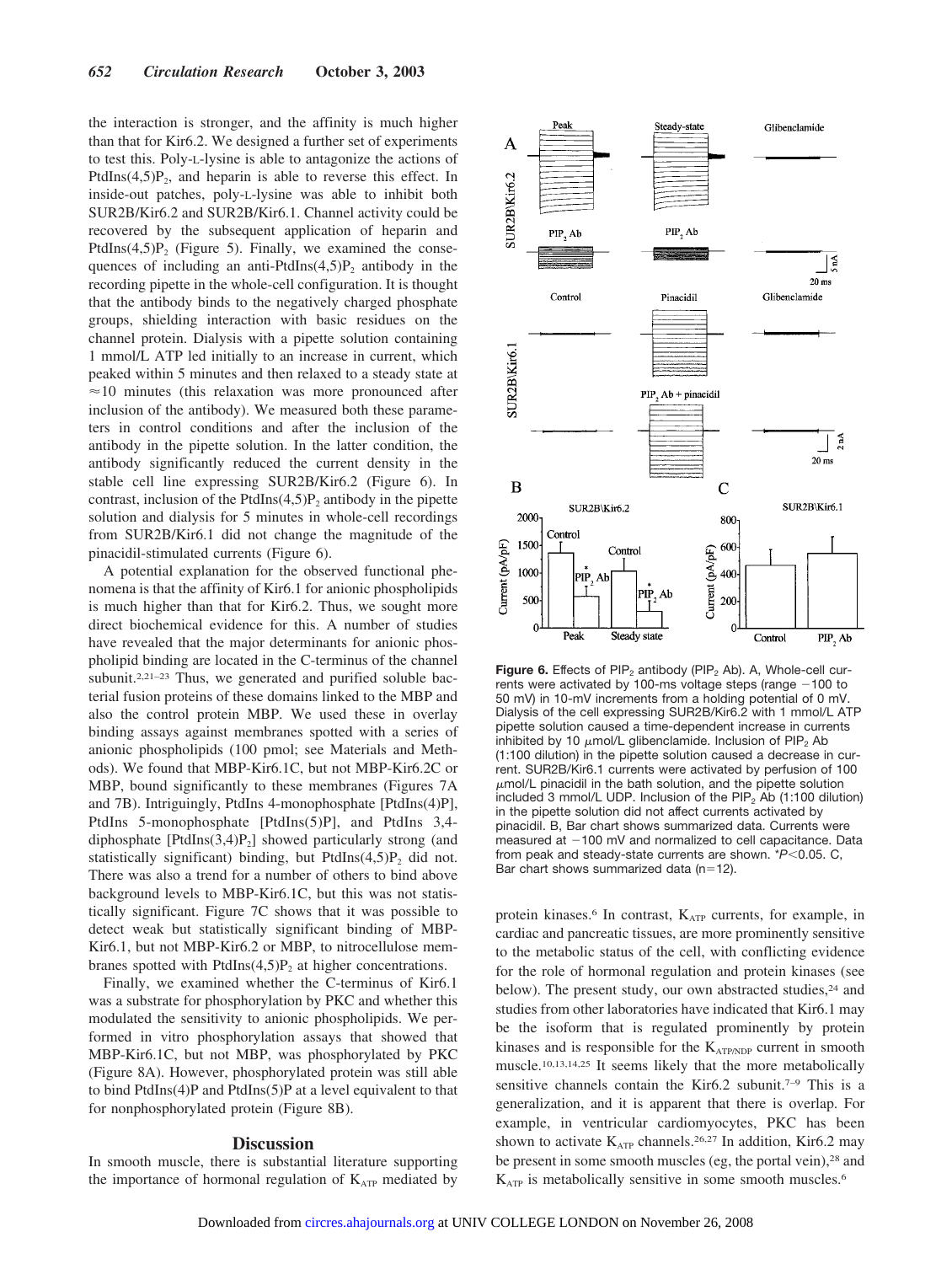the interaction is stronger, and the affinity is much higher than that for Kir6.2. We designed a further set of experiments to test this. Poly-L-lysine is able to antagonize the actions of PtdIns(4,5)$P_2$, and heparin is able to reverse this effect. In inside-out patches, poly-L-lysine was able to inhibit both SUR2B/Kir6.2 and SUR2B/Kir6.1. Channel activity could be recovered by the subsequent application of heparin and PtdIns(4,5)$P_2$ (Figure 5). Finally, we examined the consequences of including an anti-PtdIns(4,5)$P_2$ antibody in the recording pipette in the whole-cell configuration. It is thought that the antibody binds to the negatively charged phosphate groups, shielding interaction with basic residues on the channel protein. Dialysis with a pipette solution containing 1 mmol/L ATP led initially to an increase in current, which peaked within 5 minutes and then relaxed to a steady state at ≈10 minutes (this relaxation was more pronounced after inclusion of the antibody). We measured both these parameters in control conditions and after the inclusion of the antibody in the pipette solution. In the latter condition, the antibody significantly reduced the current density in the stable cell line expressing SUR2B/Kir6.2 (Figure 6). In contrast, inclusion of the PtdIns(4,5)$P_2$ antibody in the pipette solution and dialysis for 5 minutes in whole-cell recordings from SUR2B/Kir6.1 did not change the magnitude of the pinacidil-stimulated currents (Figure 6).

A potential explanation for the observed functional phenomena is that the affinity of Kir6.1 for anionic phospholipids is much higher than that for Kir6.2. Thus, we sought more direct biochemical evidence for this. A number of studies have revealed that the major determinants for anionic phospholipid binding are located in the C-terminus of the channel subunit.[2,21–23] Thus, we generated and purified soluble bacterial fusion proteins of these domains linked to the MBP and also the control protein MBP. We used these in overlay binding assays against membranes spotted with a series of anionic phospholipids (100 pmol; see Materials and Methods). We found that MBP-Kir6.1C, but not MBP-Kir6.2C or MBP, bound significantly to these membranes (Figures 7A and 7B). Intriguingly, PtdIns 4-monophosphate [PtdIns(4)P], PtdIns 5-monophosphate [PtdIns(5)P], and PtdIns 3,4-diphosphate [PtdIns(3,4)$P_2$] showed particularly strong (and statistically significant) binding, but PtdIns(4,5)$P_2$ did not. There was also a trend for a number of others to bind above background levels to MBP-Kir6.1C, but this was not statistically significant. Figure 7C shows that it was possible to detect weak but statistically significant binding of MBP-Kir6.1, but not MBP-Kir6.2 or MBP, to nitrocellulose membranes spotted with PtdIns(4,5)$P_2$ at higher concentrations.

Finally, we examined whether the C-terminus of Kir6.1 was a substrate for phosphorylation by PKC and whether this modulated the sensitivity to anionic phospholipids. We performed in vitro phosphorylation assays that showed that MBP-Kir6.1C, but not MBP, was phosphorylated by PKC (Figure 8A). However, phosphorylated protein was still able to bind PtdIns(4)P and PtdIns(5)P at a level equivalent to that for nonphosphorylated protein (Figure 8B).

**Figure 6.** Effects of $PIP_2$ antibody ($PIP_2$ Ab). A, Whole-cell currents were activated by 100-ms voltage steps (range −100 to 50 mV) in 10-mV increments from a holding potential of 0 mV. Dialysis of the cell expressing SUR2B/Kir6.2 with 1 mmol/L ATP pipette solution caused a time-dependent increase in currents inhibited by 10 μmol/L glibenclamide. Inclusion of $PIP_2$ Ab (1:100 dilution) in the pipette solution caused a decrease in current. SUR2B/Kir6.1 currents were activated by perfusion of 100 μmol/L pinacidil in the bath solution, and the pipette solution included 3 mmol/L UDP. Inclusion of the $PIP_2$ Ab (1:100 dilution) in the pipette solution did not affect currents activated by pinacidil. B, Bar chart shows summarized data. Currents were measured at −100 mV and normalized to cell capacitance. Data from peak and steady-state currents are shown. *$P<0.05$. C, Bar chart shows summarized data (n=12).

## Discussion

In smooth muscle, there is substantial literature supporting the importance of hormonal regulation of $K_{ATP}$ mediated by protein kinases.[6] In contrast, $K_{ATP}$ currents, for example, in cardiac and pancreatic tissues, are more prominently sensitive to the metabolic status of the cell, with conflicting evidence for the role of hormonal regulation and protein kinases (see below). The present study, our own abstracted studies,[24] and studies from other laboratories have indicated that Kir6.1 may be the isoform that is regulated prominently by protein kinases and is responsible for the $K_{ATP/NDP}$ current in smooth muscle.[10,13,14,25] It seems likely that the more metabolically sensitive channels contain the Kir6.2 subunit.[7–9] This is a generalization, and it is apparent that there is overlap. For example, in ventricular cardiomyocytes, PKC has been shown to activate $K_{ATP}$ channels.[26,27] In addition, Kir6.2 may be present in some smooth muscles (eg, the portal vein),[28] and $K_{ATP}$ is metabolically sensitive in some smooth muscles.[6]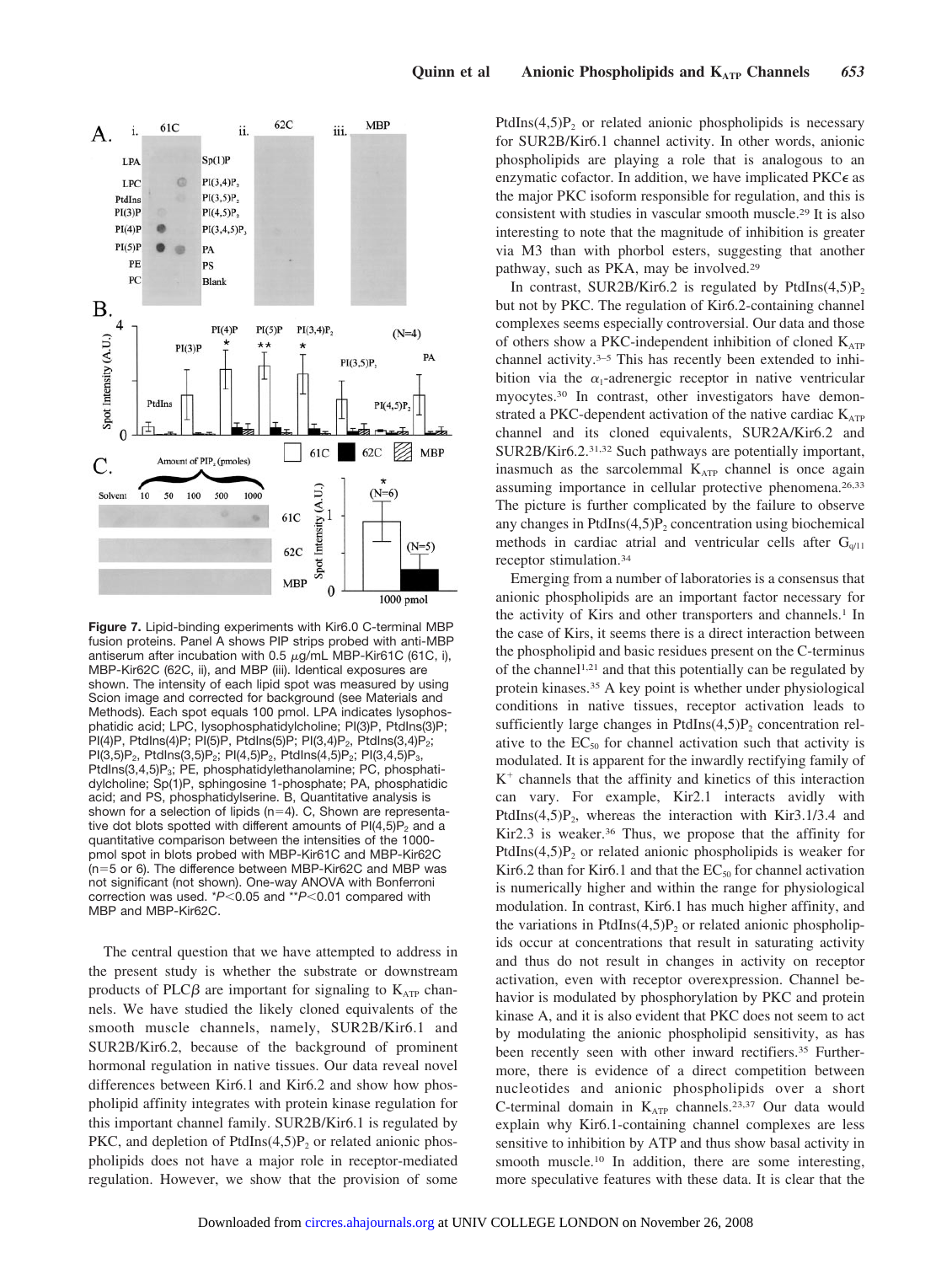**Figure 7.** Lipid-binding experiments with Kir6.0 C-terminal MBP fusion proteins. Panel A shows PIP strips probed with anti-MBP antiserum after incubation with 0.5 $\mu$g/mL MBP-Kir61C (61C, i), MBP-Kir62C (62C, ii), and MBP (iii). Identical exposures are shown. The intensity of each lipid spot was measured by using Scion image and corrected for background (see Materials and Methods). Each spot equals 100 pmol. LPA indicates lysophosphatidic acid; LPC, lysophosphatidylcholine; PI(3)P, PtdIns(3)P; PI(4)P, PtdIns(4)P; PI(5)P, PtdIns(5)P; PI(3,4)$P_2$, PtdIns(3,4)$P_2$; PI(3,5)$P_2$, PtdIns(3,5)$P_2$; PI(4,5)$P_2$, PtdIns(4,5)$P_2$; PI(3,4,5)$P_3$, PtdIns(3,4,5)$P_3$; PE, phosphatidylethanolamine; PC, phosphatidylcholine; Sp(1)P, sphingosine 1-phosphate; PA, phosphatidic acid; and PS, phosphatidylserine. B, Quantitative analysis is shown for a selection of lipids ($n$=4). C, Shown are representative dot blots spotted with different amounts of PI(4,5)$P_2$ and a quantitative comparison between the intensities of the 1000-pmol spot in blots probed with MBP-Kir61C and MBP-Kir62C ($n$=5 or 6). The difference between MBP-Kir62C and MBP was not significant (not shown). One-way ANOVA with Bonferroni correction was used. *$P$<0.05 and **$P$<0.01 compared with MBP and MBP-Kir62C.

The central question that we have attempted to address in the present study is whether the substrate or downstream products of PLC$\beta$ are important for signaling to $K_{ATP}$ channels. We have studied the likely cloned equivalents of the smooth muscle channels, namely, SUR2B/Kir6.1 and SUR2B/Kir6.2, because of the background of prominent hormonal regulation in native tissues. Our data reveal novel differences between Kir6.1 and Kir6.2 and show how phospholipid affinity integrates with protein kinase regulation for this important channel family. SUR2B/Kir6.1 is regulated by PKC, and depletion of PtdIns(4,5)$P_2$ or related anionic phospholipids does not have a major role in receptor-mediated regulation. However, we show that the provision of some PtdIns(4,5)$P_2$ or related anionic phospholipids is necessary for SUR2B/Kir6.1 channel activity. In other words, anionic phospholipids are playing a role that is analogous to an enzymatic cofactor. In addition, we have implicated PKC$\epsilon$ as the major PKC isoform responsible for regulation, and this is consistent with studies in vascular smooth muscle.[29] It is also interesting to note that the magnitude of inhibition is greater via M3 than with phorbol esters, suggesting that another pathway, such as PKA, may be involved.[29]

In contrast, SUR2B/Kir6.2 is regulated by PtdIns(4,5)$P_2$ but not by PKC. The regulation of Kir6.2-containing channel complexes seems especially controversial. Our data and those of others show a PKC-independent inhibition of cloned $K_{ATP}$ channel activity.[3–5] This has recently been extended to inhibition via the $\alpha_1$-adrenergic receptor in native ventricular myocytes.[30] In contrast, other investigators have demonstrated a PKC-dependent activation of the native cardiac $K_{ATP}$ channel and its cloned equivalents, SUR2A/Kir6.2 and SUR2B/Kir6.2.[31,32] Such pathways are potentially important, inasmuch as the sarcolemmal $K_{ATP}$ channel is once again assuming importance in cellular protective phenomena.[26,33] The picture is further complicated by the failure to observe any changes in PtdIns(4,5)$P_2$ concentration using biochemical methods in cardiac atrial and ventricular cells after $G_{q/11}$ receptor stimulation.[34]

Emerging from a number of laboratories is a consensus that anionic phospholipids are an important factor necessary for the activity of Kirs and other transporters and channels.[1] In the case of Kirs, it seems there is a direct interaction between the phospholipid and basic residues present on the C-terminus of the channel[1,21] and that this potentially can be regulated by protein kinases.[35] A key point is whether under physiological conditions in native tissues, receptor activation leads to sufficiently large changes in PtdIns(4,5)$P_2$ concentration relative to the $EC_{50}$ for channel activation such that activity is modulated. It is apparent for the inwardly rectifying family of $K^+$ channels that the affinity and kinetics of this interaction can vary. For example, Kir2.1 interacts avidly with PtdIns(4,5)$P_2$, whereas the interaction with Kir3.1/3.4 and Kir2.3 is weaker.[36] Thus, we propose that the affinity for PtdIns(4,5)$P_2$ or related anionic phospholipids is weaker for Kir6.2 than for Kir6.1 and that the $EC_{50}$ for channel activation is numerically higher and within the range for physiological modulation. In contrast, Kir6.1 has much higher affinity, and the variations in PtdIns(4,5)$P_2$ or related anionic phospholipids occur at concentrations that result in saturating activity and thus do not result in changes in activity on receptor activation, even with receptor overexpression. Channel behavior is modulated by phosphorylation by PKC and protein kinase A, and it is also evident that PKC does not seem to act by modulating the anionic phospholipid sensitivity, as has been recently seen with other inward rectifiers.[35] Furthermore, there is evidence of a direct competition between nucleotides and anionic phospholipids over a short C-terminal domain in $K_{ATP}$ channels.[23,37] Our data would explain why Kir6.1-containing channel complexes are less sensitive to inhibition by ATP and thus show basal activity in smooth muscle.[10] In addition, there are some interesting, more speculative features with these data. It is clear that the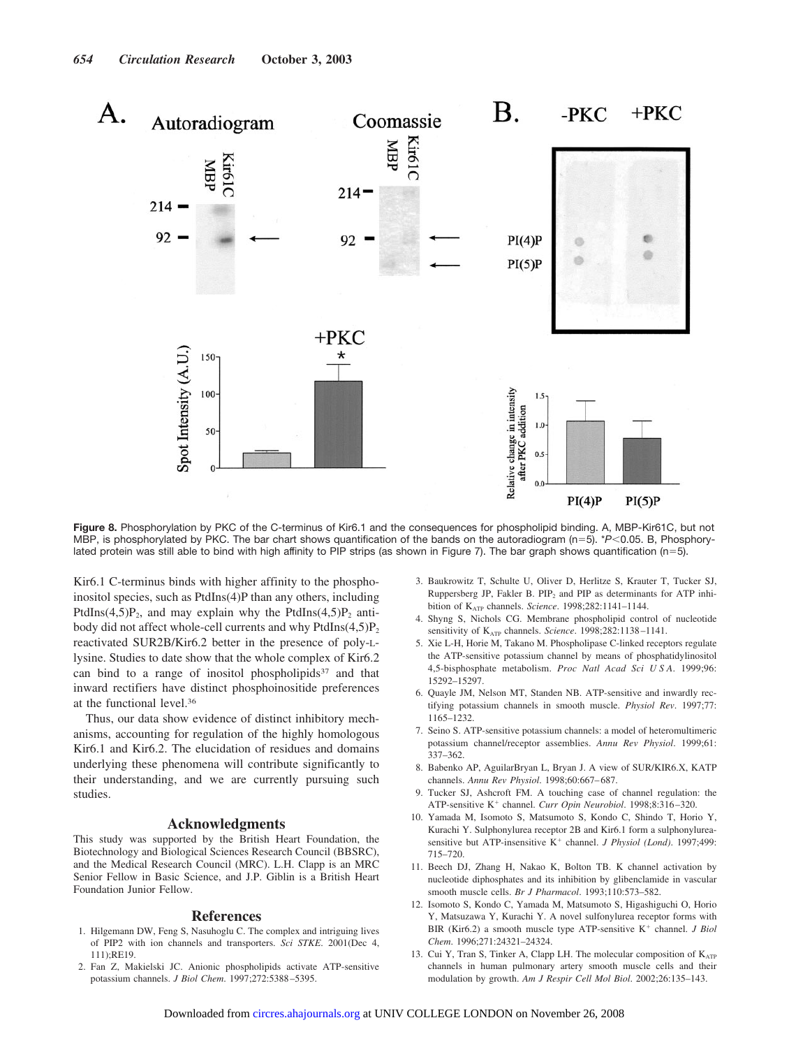**Figure 8.** Phosphorylation by PKC of the C-terminus of Kir6.1 and the consequences for phospholipid binding. A, MBP-Kir61C, but not MBP, is phosphorylated by PKC. The bar chart shows quantification of the bands on the autoradiogram (n=5). $*P<0.05$. B, Phosphorylated protein was still able to bind with high affinity to PIP strips (as shown in Figure 7). The bar graph shows quantification (n=5).

Kir6.1 C-terminus binds with higher affinity to the phosphoinositol species, such as PtdIns(4)P than any others, including PtdIns(4,5)$P_2$, and may explain why the PtdIns(4,5)$P_2$ antibody did not affect whole-cell currents and why PtdIns(4,5)$P_2$ reactivated SUR2B/Kir6.2 better in the presence of poly-L-lysine. Studies to date show that the whole complex of Kir6.2 can bind to a range of inositol phospholipids[37] and that inward rectifiers have distinct phosphoinositide preferences at the functional level.[36]

Thus, our data show evidence of distinct inhibitory mechanisms, accounting for regulation of the highly homologous Kir6.1 and Kir6.2. The elucidation of residues and domains underlying these phenomena will contribute significantly to their understanding, and we are currently pursuing such studies.

## Acknowledgments

This study was supported by the British Heart Foundation, the Biotechnology and Biological Sciences Research Council (BBSRC), and the Medical Research Council (MRC). L.H. Clapp is an MRC Senior Fellow in Basic Science, and J.P. Giblin is a British Heart Foundation Junior Fellow.

## References

1. Hilgemann DW, Feng S, Nasuhoglu C. The complex and intriguing lives of PIP2 with ion channels and transporters. *Sci STKE*. 2001(Dec 4, 111);RE19.
2. Fan Z, Makielski JC. Anionic phospholipids activate ATP-sensitive potassium channels. *J Biol Chem*. 1997;272:5388–5395.
3. Baukrowitz T, Schulte U, Oliver D, Herlitze S, Krauter T, Tucker SJ, Ruppersberg JP, Fakler B. $PIP_2$ and PIP as determinants for ATP inhibition of $K_{ATP}$ channels. *Science*. 1998;282:1141–1144.
4. Shyng S, Nichols CG. Membrane phospholipid control of nucleotide sensitivity of $K_{ATP}$ channels. *Science*. 1998;282:1138–1141.
5. Xie L-H, Horie M, Takano M. Phospholipase C-linked receptors regulate the ATP-sensitive potassium channel by means of phosphatidylinositol 4,5-bisphosphate metabolism. *Proc Natl Acad Sci U S A*. 1999;96: 15292–15297.
6. Quayle JM, Nelson MT, Standen NB. ATP-sensitive and inwardly rectifying potassium channels in smooth muscle. *Physiol Rev*. 1997;77: 1165–1232.
7. Seino S. ATP-sensitive potassium channels: a model of heteromultimeric potassium channel/receptor assemblies. *Annu Rev Physiol*. 1999;61: 337–362.
8. Babenko AP, AguilarBryan L, Bryan J. A view of SUR/KIR6.X, KATP channels. *Annu Rev Physiol*. 1998;60:667–687.
9. Tucker SJ, Ashcroft FM. A touching case of channel regulation: the ATP-sensitive $K^+$ channel. *Curr Opin Neurobiol*. 1998;8:316–320.
10. Yamada M, Isomoto S, Matsumoto S, Kondo C, Shindo T, Horio Y, Kurachi Y. Sulphonylurea receptor 2B and Kir6.1 form a sulphonylurea-sensitive but ATP-insensitive $K^+$ channel. *J Physiol (Lond)*. 1997;499: 715–720.
11. Beech DJ, Zhang H, Nakao K, Bolton TB. K channel activation by nucleotide diphosphates and its inhibition by glibenclamide in vascular smooth muscle cells. *Br J Pharmacol*. 1993;110:573–582.
12. Isomoto S, Kondo C, Yamada M, Matsumoto S, Higashiguchi O, Horio Y, Matsuzawa Y, Kurachi Y. A novel sulfonylurea receptor forms with BIR (Kir6.2) a smooth muscle type ATP-sensitive $K^+$ channel. *J Biol Chem*. 1996;271:24321–24324.
13. Cui Y, Tran S, Tinker A, Clapp LH. The molecular composition of $K_{ATP}$ channels in human pulmonary artery smooth muscle cells and their modulation by growth. *Am J Respir Cell Mol Biol*. 2002;26:135–143.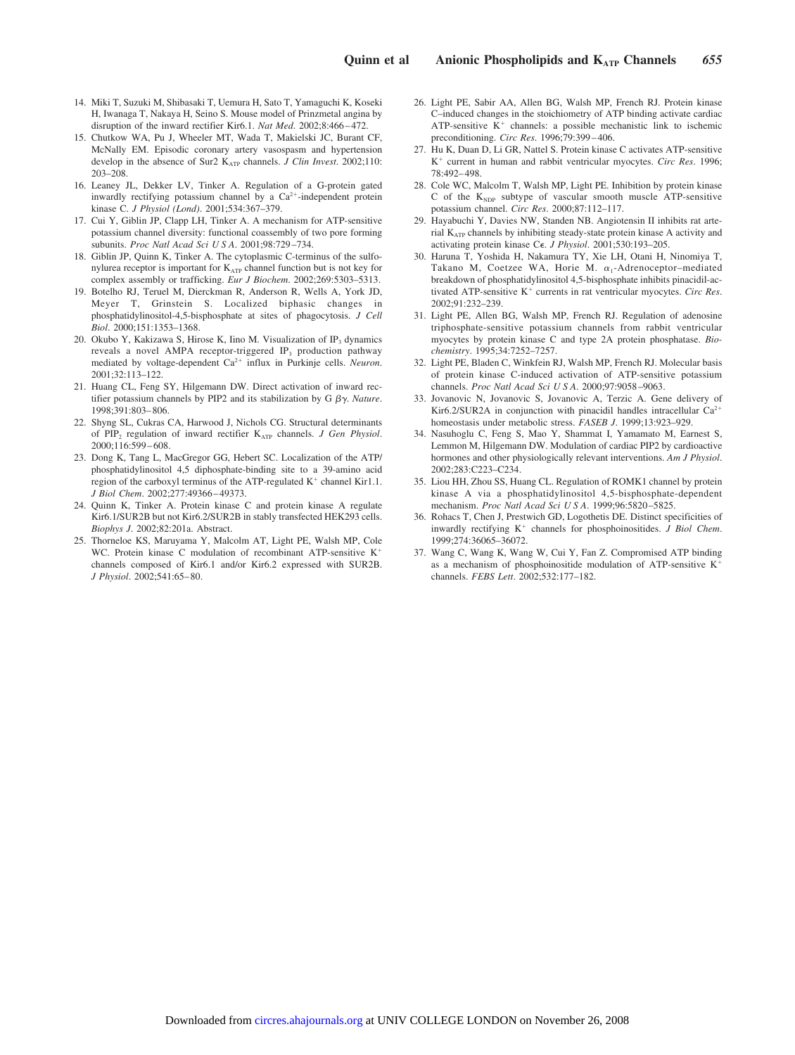14. Miki T, Suzuki M, Shibasaki T, Uemura H, Sato T, Yamaguchi K, Koseki H, Iwanaga T, Nakaya H, Seino S. Mouse model of Prinzmetal angina by disruption of the inward rectifier Kir6.1. *Nat Med*. 2002;8:466–472.
15. Chutkow WA, Pu J, Wheeler MT, Wada T, Makielski JC, Burant CF, McNally EM. Episodic coronary artery vasospasm and hypertension develop in the absence of Sur2 $K_{ATP}$ channels. *J Clin Invest*. 2002;110: 203–208.
16. Leaney JL, Dekker LV, Tinker A. Regulation of a G-protein gated inwardly rectifying potassium channel by a $Ca^{2+}$-independent protein kinase C. *J Physiol (Lond)*. 2001;534:367–379.
17. Cui Y, Giblin JP, Clapp LH, Tinker A. A mechanism for ATP-sensitive potassium channel diversity: functional coassembly of two pore forming subunits. *Proc Natl Acad Sci U S A*. 2001;98:729–734.
18. Giblin JP, Quinn K, Tinker A. The cytoplasmic C-terminus of the sulfonylurea receptor is important for $K_{ATP}$ channel function but is not key for complex assembly or trafficking. *Eur J Biochem*. 2002;269:5303–5313.
19. Botelho RJ, Teruel M, Dierckman R, Anderson R, Wells A, York JD, Meyer T, Grinstein S. Localized biphasic changes in phosphatidylinositol-4,5-bisphosphate at sites of phagocytosis. *J Cell Biol*. 2000;151:1353–1368.
20. Okubo Y, Kakizawa S, Hirose K, Iino M. Visualization of $IP_3$ dynamics reveals a novel AMPA receptor-triggered $IP_3$ production pathway mediated by voltage-dependent $Ca^{2+}$ influx in Purkinje cells. *Neuron*. 2001;32:113–122.
21. Huang CL, Feng SY, Hilgemann DW. Direct activation of inward rectifier potassium channels by PIP2 and its stabilization by G $\beta\gamma$. *Nature*. 1998;391:803–806.
22. Shyng SL, Cukras CA, Harwood J, Nichols CG. Structural determinants of $PIP_2$ regulation of inward rectifier $K_{ATP}$ channels. *J Gen Physiol*. 2000;116:599–608.
23. Dong K, Tang L, MacGregor GG, Hebert SC. Localization of the ATP/phosphatidylinositol 4,5 diphosphate-binding site to a 39-amino acid region of the carboxyl terminus of the ATP-regulated $K^+$ channel Kir1.1. *J Biol Chem*. 2002;277:49366–49373.
24. Quinn K, Tinker A. Protein kinase C and protein kinase A regulate Kir6.1/SUR2B but not Kir6.2/SUR2B in stably transfected HEK293 cells. *Biophys J*. 2002;82:201a. Abstract.
25. Thorneloe KS, Maruyama Y, Malcolm AT, Light PE, Walsh MP, Cole WC. Protein kinase C modulation of recombinant ATP-sensitive $K^+$ channels composed of Kir6.1 and/or Kir6.2 expressed with SUR2B. *J Physiol*. 2002;541:65–80.
26. Light PE, Sabir AA, Allen BG, Walsh MP, French RJ. Protein kinase C–induced changes in the stoichiometry of ATP binding activate cardiac ATP-sensitive $K^+$ channels: a possible mechanistic link to ischemic preconditioning. *Circ Res*. 1996;79:399–406.
27. Hu K, Duan D, Li GR, Nattel S. Protein kinase C activates ATP-sensitive $K^+$ current in human and rabbit ventricular myocytes. *Circ Res*. 1996; 78:492–498.
28. Cole WC, Malcolm T, Walsh MP, Light PE. Inhibition by protein kinase C of the $K_{NDP}$ subtype of vascular smooth muscle ATP-sensitive potassium channel. *Circ Res*. 2000;87:112–117.
29. Hayabuchi Y, Davies NW, Standen NB. Angiotensin II inhibits rat arterial $K_{ATP}$ channels by inhibiting steady-state protein kinase A activity and activating protein kinase C$\epsilon$. *J Physiol*. 2001;530:193–205.
30. Haruna T, Yoshida H, Nakamura TY, Xie LH, Otani H, Ninomiya T, Takano M, Coetzee WA, Horie M. $\alpha_1$-Adrenoceptor–mediated breakdown of phosphatidylinositol 4,5-bisphosphate inhibits pinacidil-activated ATP-sensitive $K^+$ currents in rat ventricular myocytes. *Circ Res*. 2002;91:232–239.
31. Light PE, Allen BG, Walsh MP, French RJ. Regulation of adenosine triphosphate-sensitive potassium channels from rabbit ventricular myocytes by protein kinase C and type 2A protein phosphatase. *Biochemistry*. 1995;34:7252–7257.
32. Light PE, Bladen C, Winkfein RJ, Walsh MP, French RJ. Molecular basis of protein kinase C-induced activation of ATP-sensitive potassium channels. *Proc Natl Acad Sci U S A*. 2000;97:9058–9063.
33. Jovanovic N, Jovanovic S, Jovanovic A, Terzic A. Gene delivery of Kir6.2/SUR2A in conjunction with pinacidil handles intracellular $Ca^{2+}$ homeostasis under metabolic stress. *FASEB J*. 1999;13:923–929.
34. Nasuhoglu C, Feng S, Mao Y, Shammat I, Yamamato M, Earnest S, Lemmon M, Hilgemann DW. Modulation of cardiac PIP2 by cardioactive hormones and other physiologically relevant interventions. *Am J Physiol*. 2002;283:C223–C234.
35. Liou HH, Zhou SS, Huang CL. Regulation of ROMK1 channel by protein kinase A via a phosphatidylinositol 4,5-bisphosphate-dependent mechanism. *Proc Natl Acad Sci U S A*. 1999;96:5820–5825.
36. Rohacs T, Chen J, Prestwich GD, Logothetis DE. Distinct specificities of inwardly rectifying $K^+$ channels for phosphoinositides. *J Biol Chem*. 1999;274:36065–36072.
37. Wang C, Wang K, Wang W, Cui Y, Fan Z. Compromised ATP binding as a mechanism of phosphoinositide modulation of ATP-sensitive $K^+$ channels. *FEBS Lett*. 2002;532:177–182.